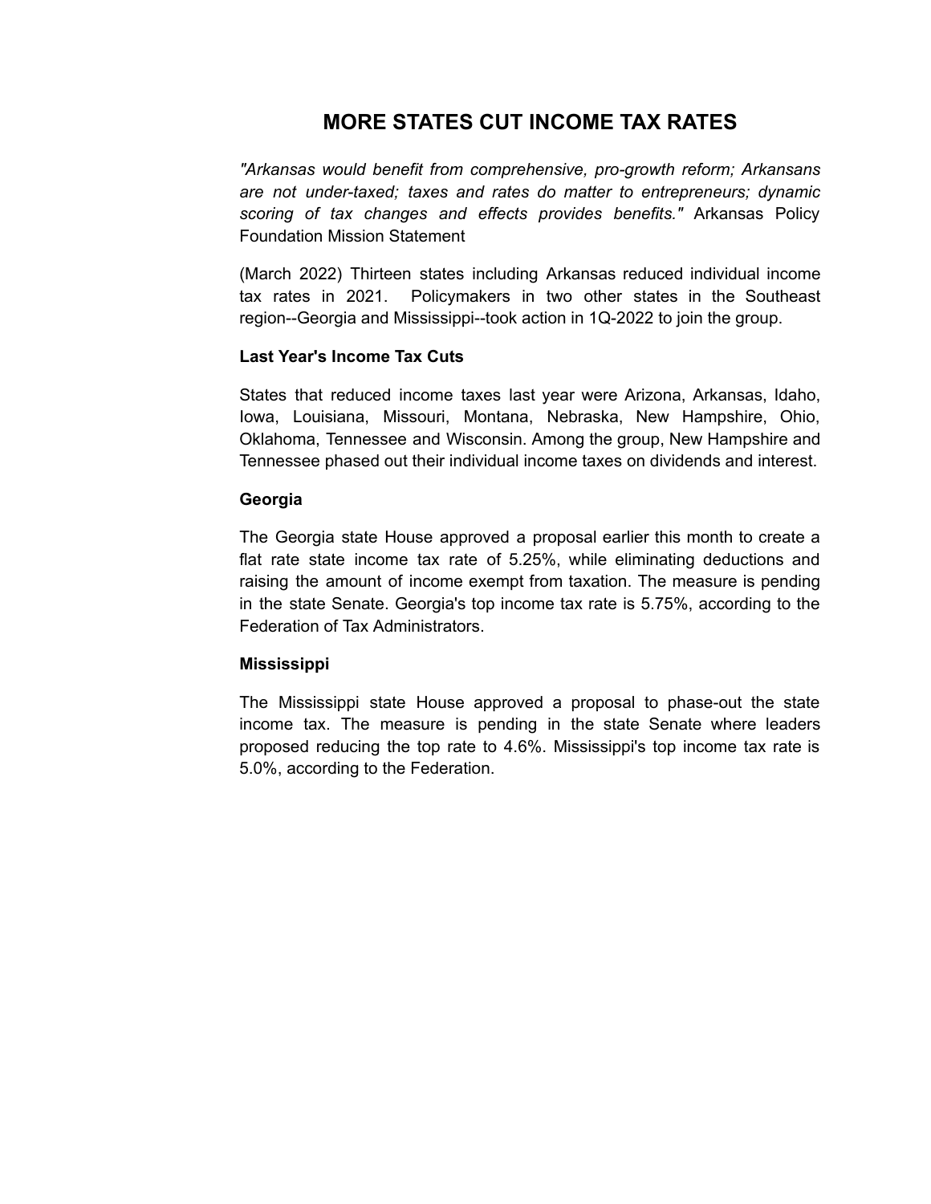# MORE STATES CUT INCOME TAX RATES

*"Arkansas would benefit from comprehensive, pro-growth reform; Arkansans are not under-taxed; taxes and rates do matter to entrepreneurs; dynamic scoring of tax changes and effects provides benefits."* Arkansas Policy Foundation Mission Statement

(March 2022) Thirteen states including Arkansas reduced individual income tax rates in 2021. Policymakers in two other states in the Southeast region--Georgia and Mississippi--took action in 1Q-2022 to join the group.

**Last Year's Income Tax Cuts**

States that reduced income taxes last year were Arizona, Arkansas, Idaho, Iowa, Louisiana, Missouri, Montana, Nebraska, New Hampshire, Ohio, Oklahoma, Tennessee and Wisconsin. Among the group, New Hampshire and Tennessee phased out their individual income taxes on dividends and interest.

**Georgia**

The Georgia state House approved a proposal earlier this month to create a flat rate state income tax rate of 5.25%, while eliminating deductions and raising the amount of income exempt from taxation. The measure is pending in the state Senate. Georgia's top income tax rate is 5.75%, according to the Federation of Tax Administrators.

**Mississippi**

The Mississippi state House approved a proposal to phase-out the state income tax. The measure is pending in the state Senate where leaders proposed reducing the top rate to 4.6%. Mississippi's top income tax rate is 5.0%, according to the Federation.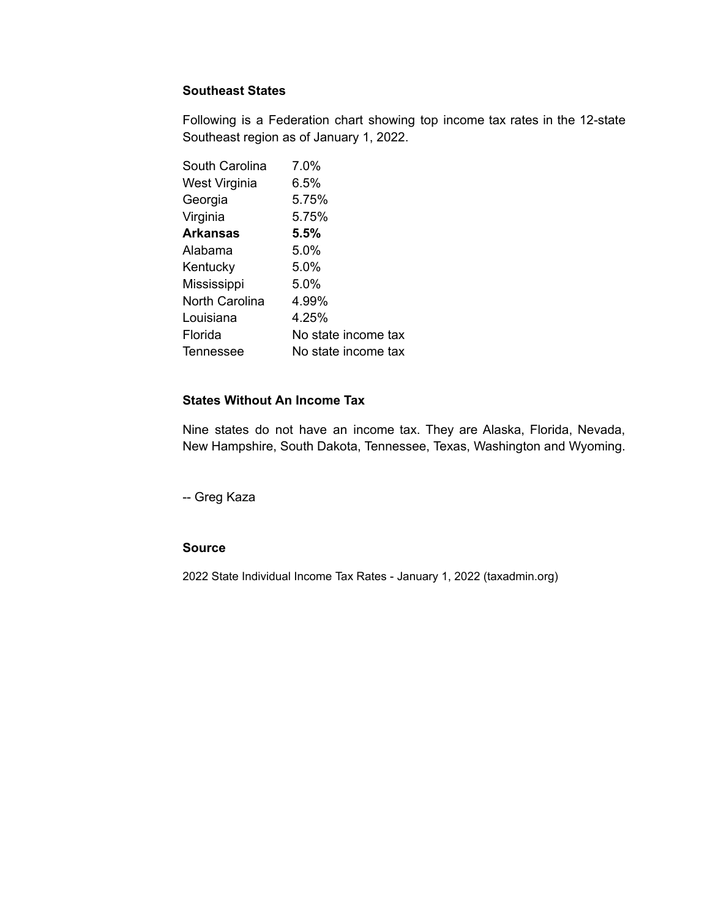**Southeast States**

Following is a Federation chart showing top income tax rates in the 12-state Southeast region as of January 1, 2022.

| | |
|---|---|
| South Carolina | 7.0% |
| West Virginia | 6.5% |
| Georgia | 5.75% |
| Virginia | 5.75% |
| **Arkansas** | **5.5%** |
| Alabama | 5.0% |
| Kentucky | 5.0% |
| Mississippi | 5.0% |
| North Carolina | 4.99% |
| Louisiana | 4.25% |
| Florida | No state income tax |
| Tennessee | No state income tax |

**States Without An Income Tax**

Nine states do not have an income tax. They are Alaska, Florida, Nevada, New Hampshire, South Dakota, Tennessee, Texas, Washington and Wyoming.

-- Greg Kaza

**Source**

2022 State Individual Income Tax Rates - January 1, 2022 (taxadmin.org)